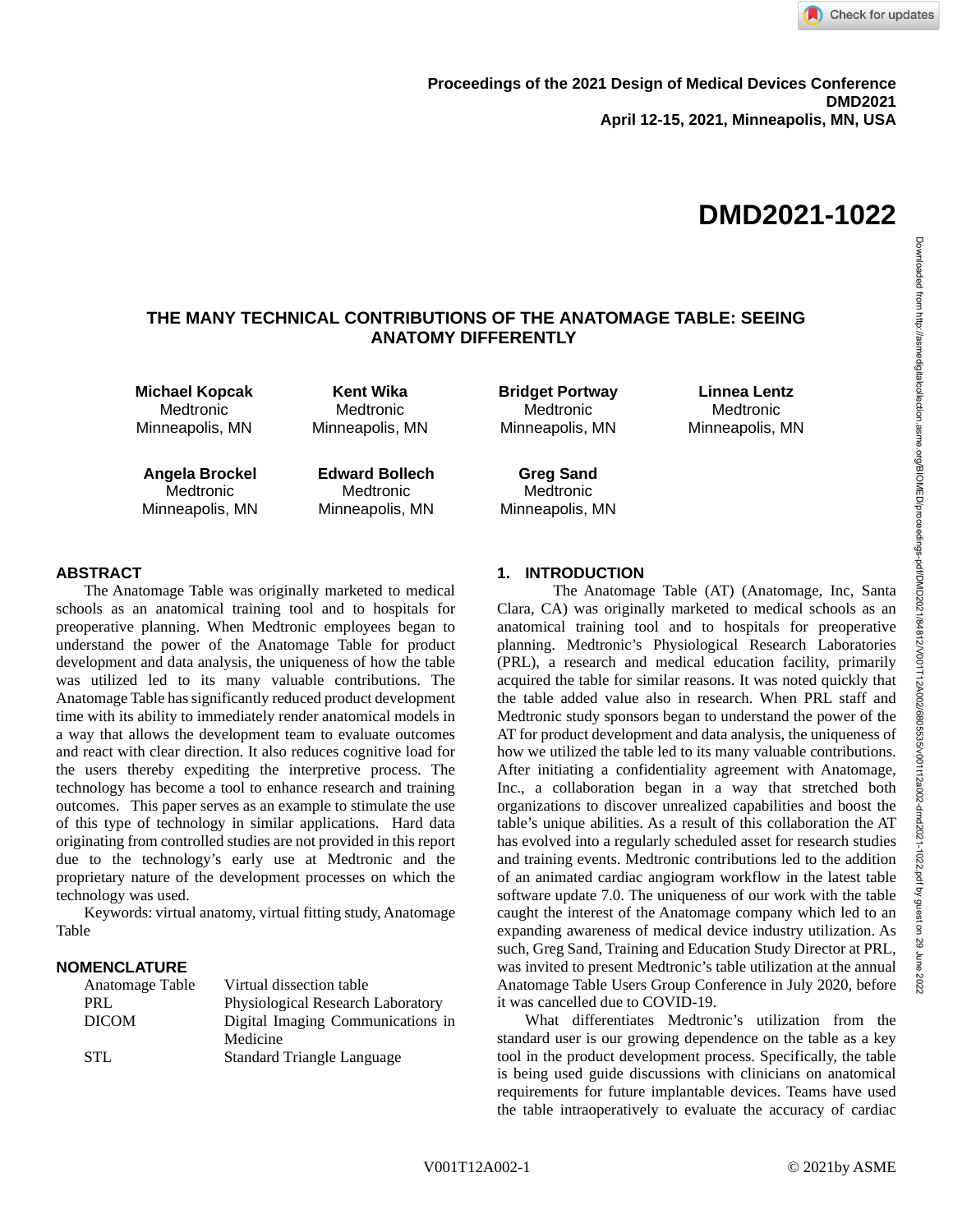Proceedings of the 2021 Design of Medical Devices Conference
DMD2021
April 12-15, 2021, Minneapolis, MN, USA

DMD2021-1022

# THE MANY TECHNICAL CONTRIBUTIONS OF THE ANATOMAGE TABLE: SEEING ANATOMY DIFFERENTLY

**Michael Kopcak**
Medtronic
Minneapolis, MN

**Kent Wika**
Medtronic
Minneapolis, MN

**Bridget Portway**
Medtronic
Minneapolis, MN

**Linnea Lentz**
Medtronic
Minneapolis, MN

**Angela Brockel**
Medtronic
Minneapolis, MN

**Edward Bollech**
Medtronic
Minneapolis, MN

**Greg Sand**
Medtronic
Minneapolis, MN

## ABSTRACT

The Anatomage Table was originally marketed to medical schools as an anatomical training tool and to hospitals for preoperative planning. When Medtronic employees began to understand the power of the Anatomage Table for product development and data analysis, the uniqueness of how the table was utilized led to its many valuable contributions. The Anatomage Table has significantly reduced product development time with its ability to immediately render anatomical models in a way that allows the development team to evaluate outcomes and react with clear direction. It also reduces cognitive load for the users thereby expediting the interpretive process. The technology has become a tool to enhance research and training outcomes. This paper serves as an example to stimulate the use of this type of technology in similar applications. Hard data originating from controlled studies are not provided in this report due to the technology's early use at Medtronic and the proprietary nature of the development processes on which the technology was used.

Keywords: virtual anatomy, virtual fitting study, Anatomage Table

## NOMENCLATURE

| | |
|---|---|
| Anatomage Table | Virtual dissection table |
| PRL | Physiological Research Laboratory |
| DICOM | Digital Imaging Communications in Medicine |
| STL | Standard Triangle Language |

## 1. INTRODUCTION

The Anatomage Table (AT) (Anatomage, Inc, Santa Clara, CA) was originally marketed to medical schools as an anatomical training tool and to hospitals for preoperative planning. Medtronic's Physiological Research Laboratories (PRL), a research and medical education facility, primarily acquired the table for similar reasons. It was noted quickly that the table added value also in research. When PRL staff and Medtronic study sponsors began to understand the power of the AT for product development and data analysis, the uniqueness of how we utilized the table led to its many valuable contributions. After initiating a confidentiality agreement with Anatomage, Inc., a collaboration began in a way that stretched both organizations to discover unrealized capabilities and boost the table's unique abilities. As a result of this collaboration the AT has evolved into a regularly scheduled asset for research studies and training events. Medtronic contributions led to the addition of an animated cardiac angiogram workflow in the latest table software update 7.0. The uniqueness of our work with the table caught the interest of the Anatomage company which led to an expanding awareness of medical device industry utilization. As such, Greg Sand, Training and Education Study Director at PRL, was invited to present Medtronic's table utilization at the annual Anatomage Table Users Group Conference in July 2020, before it was cancelled due to COVID-19.

What differentiates Medtronic's utilization from the standard user is our growing dependence on the table as a key tool in the product development process. Specifically, the table is being used guide discussions with clinicians on anatomical requirements for future implantable devices. Teams have used the table intraoperatively to evaluate the accuracy of cardiac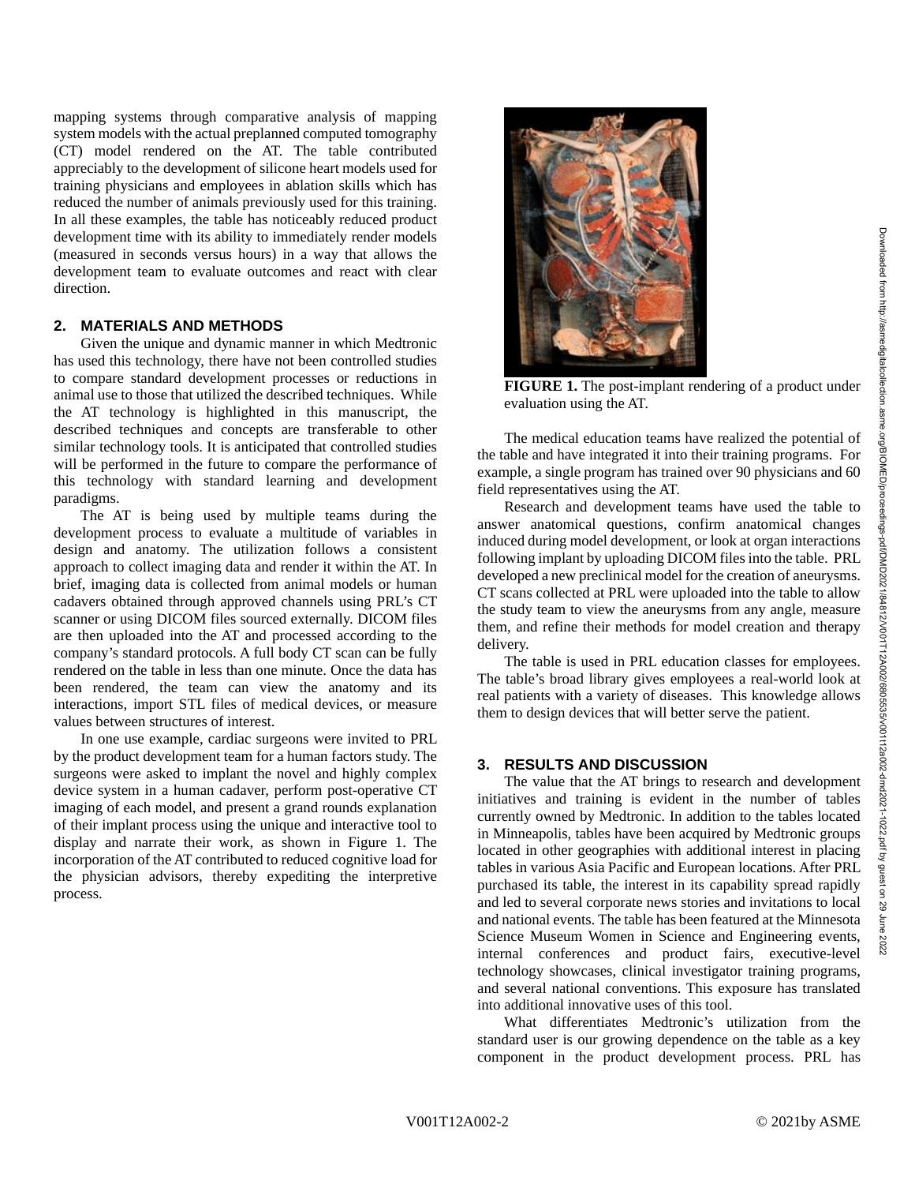mapping systems through comparative analysis of mapping system models with the actual preplanned computed tomography (CT) model rendered on the AT. The table contributed appreciably to the development of silicone heart models used for training physicians and employees in ablation skills which has reduced the number of animals previously used for this training. In all these examples, the table has noticeably reduced product development time with its ability to immediately render models (measured in seconds versus hours) in a way that allows the development team to evaluate outcomes and react with clear direction.

## 2. MATERIALS AND METHODS

Given the unique and dynamic manner in which Medtronic has used this technology, there have not been controlled studies to compare standard development processes or reductions in animal use to those that utilized the described techniques. While the AT technology is highlighted in this manuscript, the described techniques and concepts are transferable to other similar technology tools. It is anticipated that controlled studies will be performed in the future to compare the performance of this technology with standard learning and development paradigms.

The AT is being used by multiple teams during the development process to evaluate a multitude of variables in design and anatomy. The utilization follows a consistent approach to collect imaging data and render it within the AT. In brief, imaging data is collected from animal models or human cadavers obtained through approved channels using PRL's CT scanner or using DICOM files sourced externally. DICOM files are then uploaded into the AT and processed according to the company's standard protocols. A full body CT scan can be fully rendered on the table in less than one minute. Once the data has been rendered, the team can view the anatomy and its interactions, import STL files of medical devices, or measure values between structures of interest.

In one use example, cardiac surgeons were invited to PRL by the product development team for a human factors study. The surgeons were asked to implant the novel and highly complex device system in a human cadaver, perform post-operative CT imaging of each model, and present a grand rounds explanation of their implant process using the unique and interactive tool to display and narrate their work, as shown in Figure 1. The incorporation of the AT contributed to reduced cognitive load for the physician advisors, thereby expediting the interpretive process.

**FIGURE 1.** The post-implant rendering of a product under evaluation using the AT.

The medical education teams have realized the potential of the table and have integrated it into their training programs. For example, a single program has trained over 90 physicians and 60 field representatives using the AT.

Research and development teams have used the table to answer anatomical questions, confirm anatomical changes induced during model development, or look at organ interactions following implant by uploading DICOM files into the table. PRL developed a new preclinical model for the creation of aneurysms. CT scans collected at PRL were uploaded into the table to allow the study team to view the aneurysms from any angle, measure them, and refine their methods for model creation and therapy delivery.

The table is used in PRL education classes for employees. The table's broad library gives employees a real-world look at real patients with a variety of diseases. This knowledge allows them to design devices that will better serve the patient.

## 3. RESULTS AND DISCUSSION

The value that the AT brings to research and development initiatives and training is evident in the number of tables currently owned by Medtronic. In addition to the tables located in Minneapolis, tables have been acquired by Medtronic groups located in other geographies with additional interest in placing tables in various Asia Pacific and European locations. After PRL purchased its table, the interest in its capability spread rapidly and led to several corporate news stories and invitations to local and national events. The table has been featured at the Minnesota Science Museum Women in Science and Engineering events, internal conferences and product fairs, executive-level technology showcases, clinical investigator training programs, and several national conventions. This exposure has translated into additional innovative uses of this tool.

What differentiates Medtronic's utilization from the standard user is our growing dependence on the table as a key component in the product development process. PRL has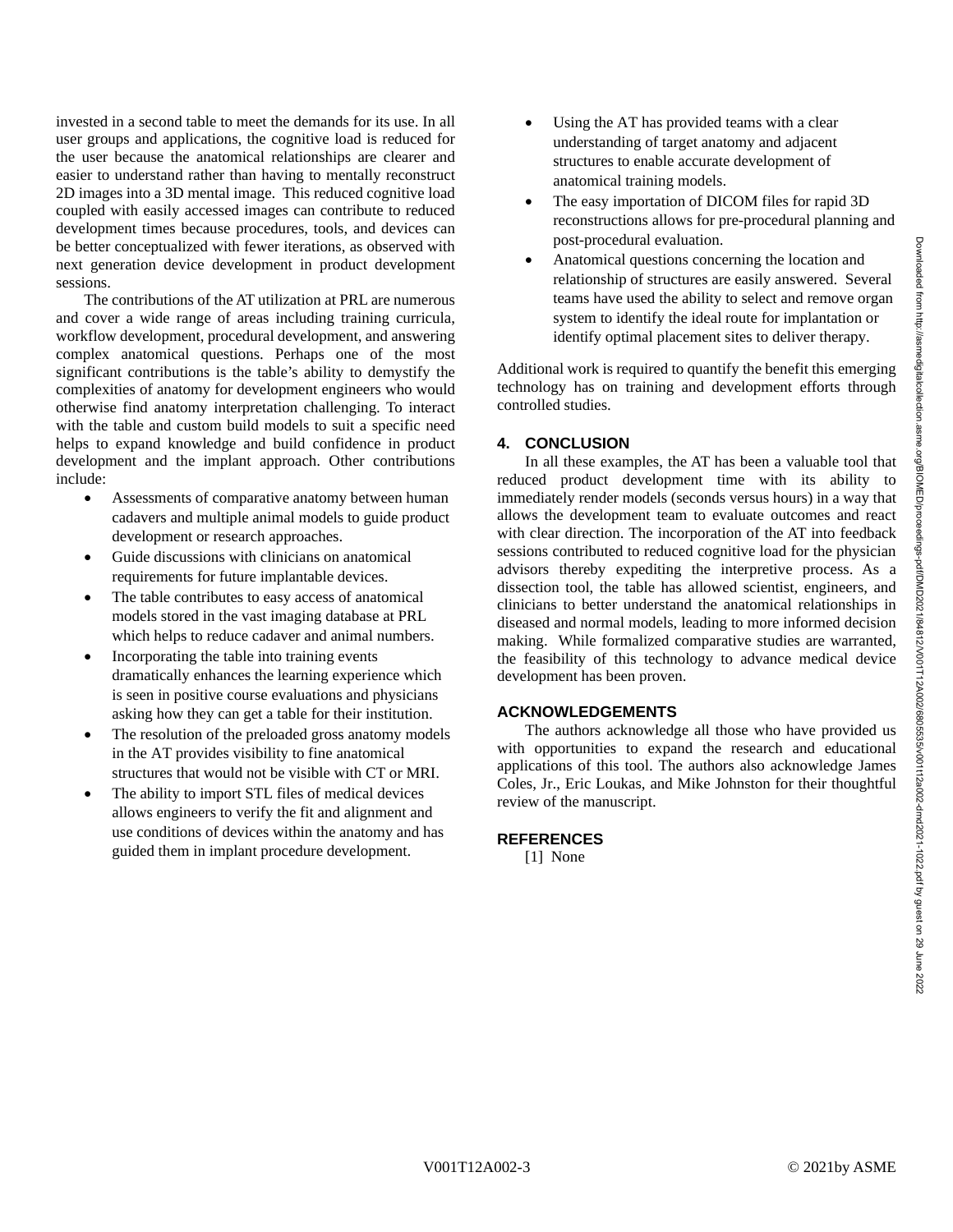invested in a second table to meet the demands for its use. In all user groups and applications, the cognitive load is reduced for the user because the anatomical relationships are clearer and easier to understand rather than having to mentally reconstruct 2D images into a 3D mental image. This reduced cognitive load coupled with easily accessed images can contribute to reduced development times because procedures, tools, and devices can be better conceptualized with fewer iterations, as observed with next generation device development in product development sessions.

The contributions of the AT utilization at PRL are numerous and cover a wide range of areas including training curricula, workflow development, procedural development, and answering complex anatomical questions. Perhaps one of the most significant contributions is the table's ability to demystify the complexities of anatomy for development engineers who would otherwise find anatomy interpretation challenging. To interact with the table and custom build models to suit a specific need helps to expand knowledge and build confidence in product development and the implant approach. Other contributions include:

- Assessments of comparative anatomy between human cadavers and multiple animal models to guide product development or research approaches.
- Guide discussions with clinicians on anatomical requirements for future implantable devices.
- The table contributes to easy access of anatomical models stored in the vast imaging database at PRL which helps to reduce cadaver and animal numbers.
- Incorporating the table into training events dramatically enhances the learning experience which is seen in positive course evaluations and physicians asking how they can get a table for their institution.
- The resolution of the preloaded gross anatomy models in the AT provides visibility to fine anatomical structures that would not be visible with CT or MRI.
- The ability to import STL files of medical devices allows engineers to verify the fit and alignment and use conditions of devices within the anatomy and has guided them in implant procedure development.
- Using the AT has provided teams with a clear understanding of target anatomy and adjacent structures to enable accurate development of anatomical training models.
- The easy importation of DICOM files for rapid 3D reconstructions allows for pre-procedural planning and post-procedural evaluation.
- Anatomical questions concerning the location and relationship of structures are easily answered. Several teams have used the ability to select and remove organ system to identify the ideal route for implantation or identify optimal placement sites to deliver therapy.

Additional work is required to quantify the benefit this emerging technology has on training and development efforts through controlled studies.

## 4. CONCLUSION

In all these examples, the AT has been a valuable tool that reduced product development time with its ability to immediately render models (seconds versus hours) in a way that allows the development team to evaluate outcomes and react with clear direction. The incorporation of the AT into feedback sessions contributed to reduced cognitive load for the physician advisors thereby expediting the interpretive process. As a dissection tool, the table has allowed scientist, engineers, and clinicians to better understand the anatomical relationships in diseased and normal models, leading to more informed decision making. While formalized comparative studies are warranted, the feasibility of this technology to advance medical device development has been proven.

## ACKNOWLEDGEMENTS

The authors acknowledge all those who have provided us with opportunities to expand the research and educational applications of this tool. The authors also acknowledge James Coles, Jr., Eric Loukas, and Mike Johnston for their thoughtful review of the manuscript.

## REFERENCES

[1] None